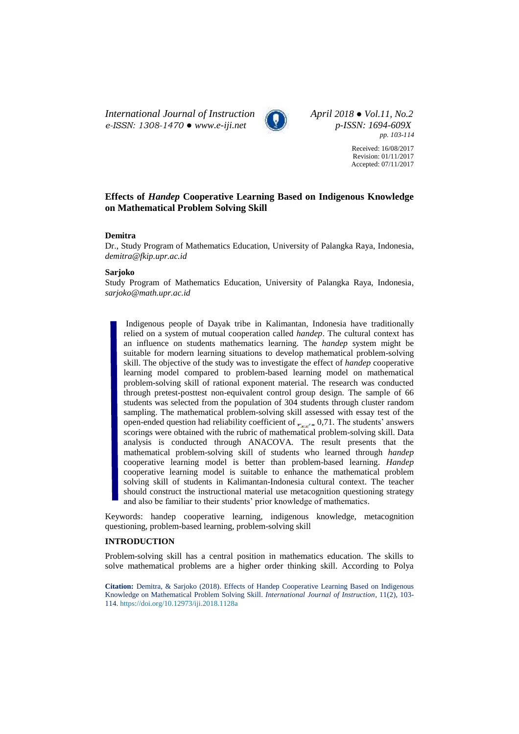*International Journal of Instruction*
*e-ISSN: 1308-1470 ● www.e-iji.net*

*April 2018 ● Vol.11, No.2*
*p-ISSN: 1694-609X*
*pp. 103-114*

Received: 16/08/2017
Revision: 01/11/2017
Accepted: 07/11/2017

# Effects of *Handep* Cooperative Learning Based on Indigenous Knowledge on Mathematical Problem Solving Skill

**Demitra**

Dr., Study Program of Mathematics Education, University of Palangka Raya, Indonesia, *demitra@fkip.upr.ac.id*

**Sarjoko**

Study Program of Mathematics Education, University of Palangka Raya, Indonesia, *sarjoko@math.upr.ac.id*

Indigenous people of Dayak tribe in Kalimantan, Indonesia have traditionally relied on a system of mutual cooperation called *handep*. The cultural context has an influence on students mathematics learning. The *handep* system might be suitable for modern learning situations to develop mathematical problem-solving skill. The objective of the study was to investigate the effect of *handep* cooperative learning model compared to problem-based learning model on mathematical problem-solving skill of rational exponent material. The research was conducted through pretest-posttest non-equivalent control group design. The sample of 66 students was selected from the population of 304 students through cluster random sampling. The mathematical problem-solving skill assessed with essay test of the open-ended question had reliability coefficient of $r_{xx'} =$ 0,71. The students' answers scorings were obtained with the rubric of mathematical problem-solving skill. Data analysis is conducted through ANACOVA. The result presents that the mathematical problem-solving skill of students who learned through *handep* cooperative learning model is better than problem-based learning. *Handep* cooperative learning model is suitable to enhance the mathematical problem solving skill of students in Kalimantan-Indonesia cultural context. The teacher should construct the instructional material use metacognition questioning strategy and also be familiar to their students' prior knowledge of mathematics.

Keywords: handep cooperative learning, indigenous knowledge, metacognition questioning, problem-based learning, problem-solving skill

## INTRODUCTION

Problem-solving skill has a central position in mathematics education. The skills to solve mathematical problems are a higher order thinking skill. According to Polya

**Citation:** Demitra, & Sarjoko (2018). Effects of Handep Cooperative Learning Based on Indigenous Knowledge on Mathematical Problem Solving Skill. *International Journal of Instruction*, 11(2), 103-114. https://doi.org/10.12973/iji.2018.1128a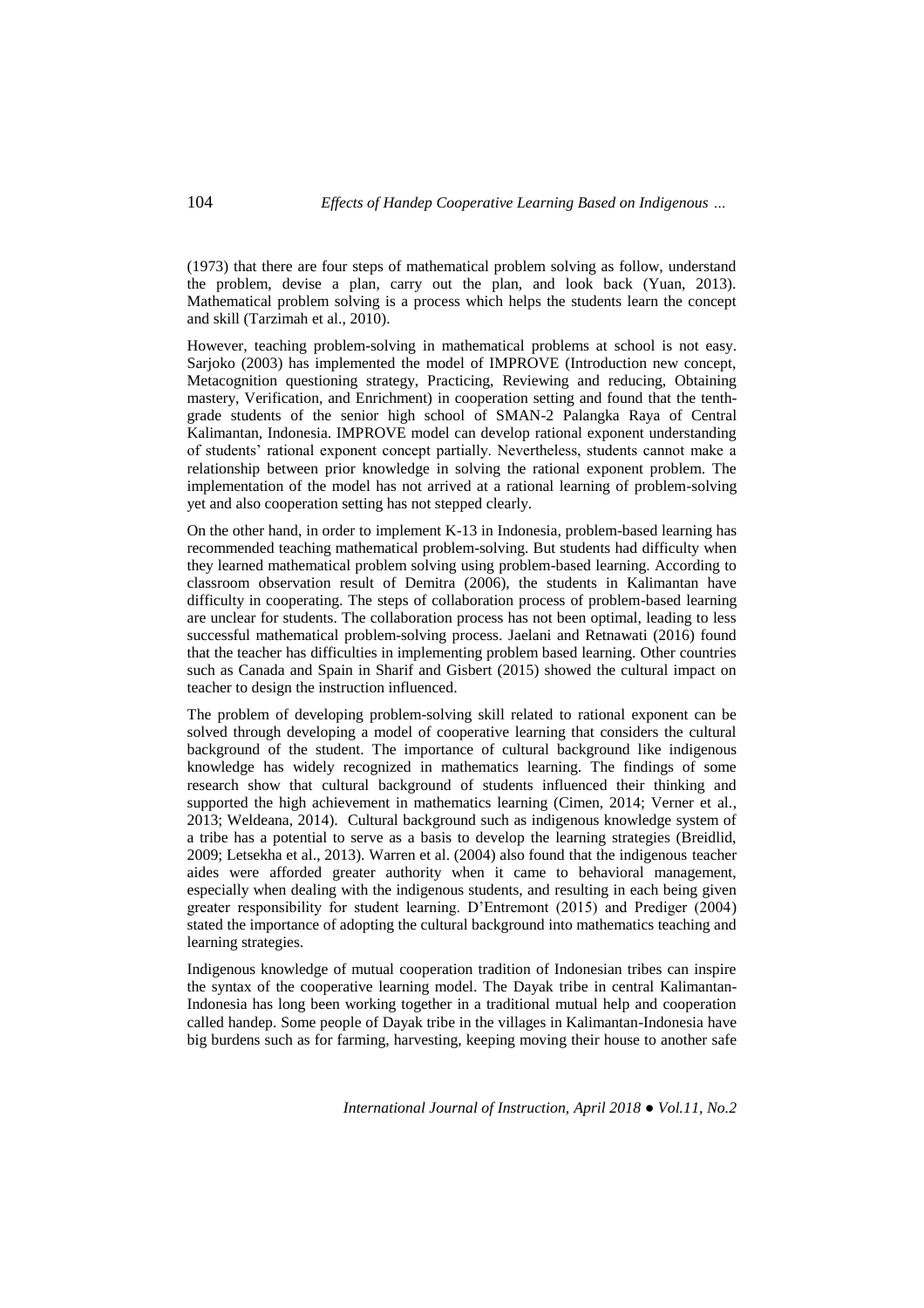(1973) that there are four steps of mathematical problem solving as follow, understand the problem, devise a plan, carry out the plan, and look back (Yuan, 2013). Mathematical problem solving is a process which helps the students learn the concept and skill (Tarzimah et al., 2010).

However, teaching problem-solving in mathematical problems at school is not easy. Sarjoko (2003) has implemented the model of IMPROVE (Introduction new concept, Metacognition questioning strategy, Practicing, Reviewing and reducing, Obtaining mastery, Verification, and Enrichment) in cooperation setting and found that the tenth-grade students of the senior high school of SMAN-2 Palangka Raya of Central Kalimantan, Indonesia. IMPROVE model can develop rational exponent understanding of students' rational exponent concept partially. Nevertheless, students cannot make a relationship between prior knowledge in solving the rational exponent problem. The implementation of the model has not arrived at a rational learning of problem-solving yet and also cooperation setting has not stepped clearly.

On the other hand, in order to implement K-13 in Indonesia, problem-based learning has recommended teaching mathematical problem-solving. But students had difficulty when they learned mathematical problem solving using problem-based learning. According to classroom observation result of Demitra (2006), the students in Kalimantan have difficulty in cooperating. The steps of collaboration process of problem-based learning are unclear for students. The collaboration process has not been optimal, leading to less successful mathematical problem-solving process. Jaelani and Retnawati (2016) found that the teacher has difficulties in implementing problem based learning. Other countries such as Canada and Spain in Sharif and Gisbert (2015) showed the cultural impact on teacher to design the instruction influenced.

The problem of developing problem-solving skill related to rational exponent can be solved through developing a model of cooperative learning that considers the cultural background of the student. The importance of cultural background like indigenous knowledge has widely recognized in mathematics learning. The findings of some research show that cultural background of students influenced their thinking and supported the high achievement in mathematics learning (Cimen, 2014; Verner et al., 2013; Weldeana, 2014). Cultural background such as indigenous knowledge system of a tribe has a potential to serve as a basis to develop the learning strategies (Breidlid, 2009; Letsekha et al., 2013). Warren et al. (2004) also found that the indigenous teacher aides were afforded greater authority when it came to behavioral management, especially when dealing with the indigenous students, and resulting in each being given greater responsibility for student learning. D'Entremont (2015) and Prediger (2004) stated the importance of adopting the cultural background into mathematics teaching and learning strategies.

Indigenous knowledge of mutual cooperation tradition of Indonesian tribes can inspire the syntax of the cooperative learning model. The Dayak tribe in central Kalimantan-Indonesia has long been working together in a traditional mutual help and cooperation called handep. Some people of Dayak tribe in the villages in Kalimantan-Indonesia have big burdens such as for farming, harvesting, keeping moving their house to another safe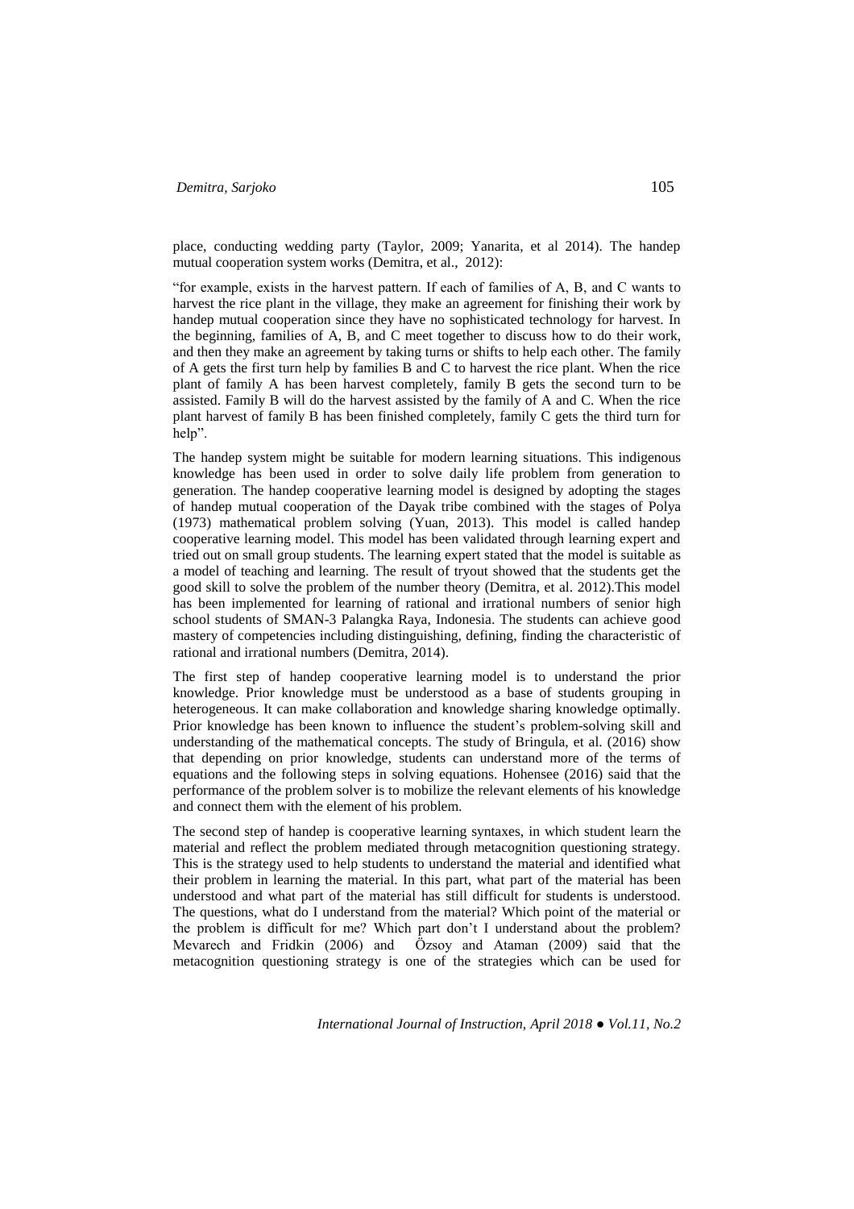place, conducting wedding party (Taylor, 2009; Yanarita, et al 2014). The handep mutual cooperation system works (Demitra, et al., 2012):

"for example, exists in the harvest pattern. If each of families of A, B, and C wants to harvest the rice plant in the village, they make an agreement for finishing their work by handep mutual cooperation since they have no sophisticated technology for harvest. In the beginning, families of A, B, and C meet together to discuss how to do their work, and then they make an agreement by taking turns or shifts to help each other. The family of A gets the first turn help by families B and C to harvest the rice plant. When the rice plant of family A has been harvest completely, family B gets the second turn to be assisted. Family B will do the harvest assisted by the family of A and C. When the rice plant harvest of family B has been finished completely, family C gets the third turn for help".

The handep system might be suitable for modern learning situations. This indigenous knowledge has been used in order to solve daily life problem from generation to generation. The handep cooperative learning model is designed by adopting the stages of handep mutual cooperation of the Dayak tribe combined with the stages of Polya (1973) mathematical problem solving (Yuan, 2013). This model is called handep cooperative learning model. This model has been validated through learning expert and tried out on small group students. The learning expert stated that the model is suitable as a model of teaching and learning. The result of tryout showed that the students get the good skill to solve the problem of the number theory (Demitra, et al. 2012).This model has been implemented for learning of rational and irrational numbers of senior high school students of SMAN-3 Palangka Raya, Indonesia. The students can achieve good mastery of competencies including distinguishing, defining, finding the characteristic of rational and irrational numbers (Demitra, 2014).

The first step of handep cooperative learning model is to understand the prior knowledge. Prior knowledge must be understood as a base of students grouping in heterogeneous. It can make collaboration and knowledge sharing knowledge optimally. Prior knowledge has been known to influence the student's problem-solving skill and understanding of the mathematical concepts. The study of Bringula, et al. (2016) show that depending on prior knowledge, students can understand more of the terms of equations and the following steps in solving equations. Hohensee (2016) said that the performance of the problem solver is to mobilize the relevant elements of his knowledge and connect them with the element of his problem.

The second step of handep is cooperative learning syntaxes, in which student learn the material and reflect the problem mediated through metacognition questioning strategy. This is the strategy used to help students to understand the material and identified what their problem in learning the material. In this part, what part of the material has been understood and what part of the material has still difficult for students is understood. The questions, what do I understand from the material? Which point of the material or the problem is difficult for me? Which part don't I understand about the problem? Mevarech and Fridkin (2006) and Özsoy and Ataman (2009) said that the metacognition questioning strategy is one of the strategies which can be used for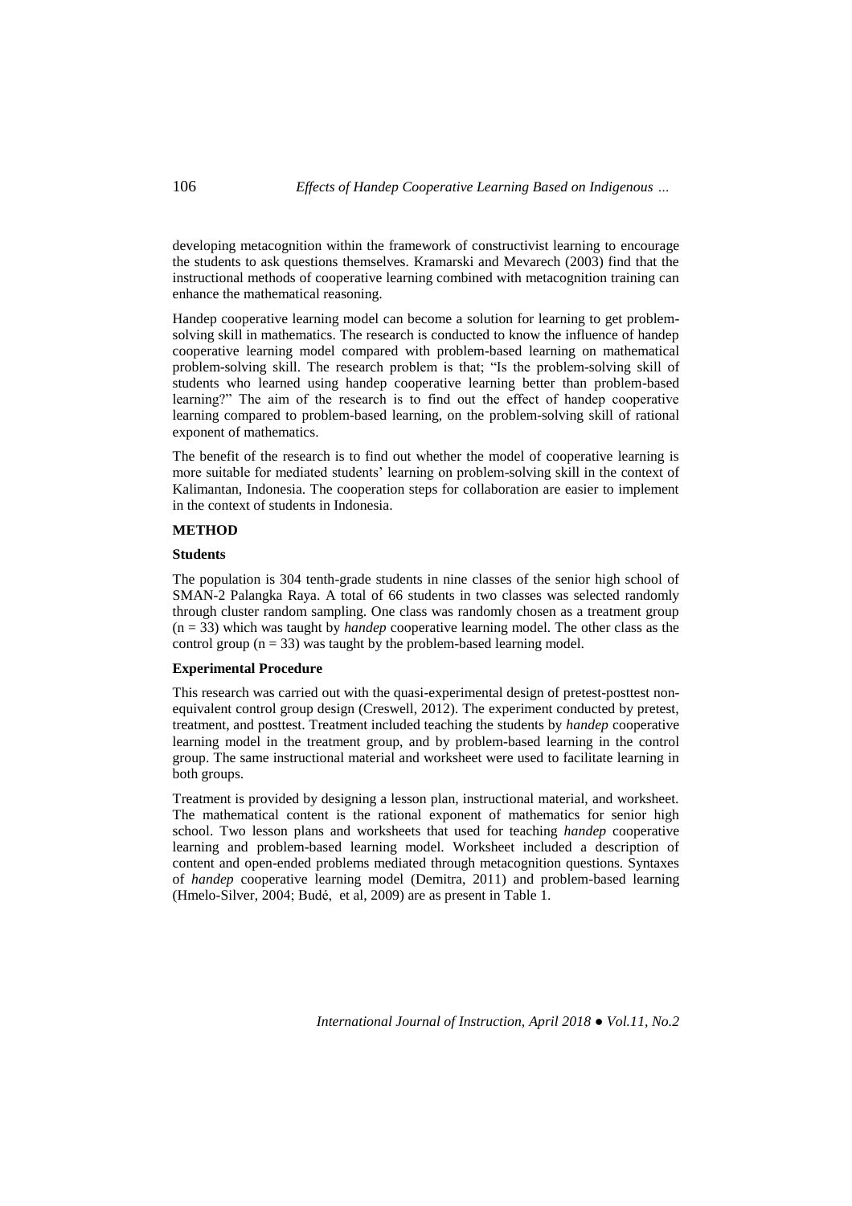developing metacognition within the framework of constructivist learning to encourage the students to ask questions themselves. Kramarski and Mevarech (2003) find that the instructional methods of cooperative learning combined with metacognition training can enhance the mathematical reasoning.

Handep cooperative learning model can become a solution for learning to get problem-solving skill in mathematics. The research is conducted to know the influence of handep cooperative learning model compared with problem-based learning on mathematical problem-solving skill. The research problem is that; "Is the problem-solving skill of students who learned using handep cooperative learning better than problem-based learning?" The aim of the research is to find out the effect of handep cooperative learning compared to problem-based learning, on the problem-solving skill of rational exponent of mathematics.

The benefit of the research is to find out whether the model of cooperative learning is more suitable for mediated students' learning on problem-solving skill in the context of Kalimantan, Indonesia. The cooperation steps for collaboration are easier to implement in the context of students in Indonesia.

## METHOD

### Students

The population is 304 tenth-grade students in nine classes of the senior high school of SMAN-2 Palangka Raya. A total of 66 students in two classes was selected randomly through cluster random sampling. One class was randomly chosen as a treatment group ($n = 33$) which was taught by *handep* cooperative learning model. The other class as the control group ($n = 33$) was taught by the problem-based learning model.

### Experimental Procedure

This research was carried out with the quasi-experimental design of pretest-posttest non-equivalent control group design (Creswell, 2012). The experiment conducted by pretest, treatment, and posttest. Treatment included teaching the students by *handep* cooperative learning model in the treatment group, and by problem-based learning in the control group. The same instructional material and worksheet were used to facilitate learning in both groups.

Treatment is provided by designing a lesson plan, instructional material, and worksheet. The mathematical content is the rational exponent of mathematics for senior high school. Two lesson plans and worksheets that used for teaching *handep* cooperative learning and problem-based learning model. Worksheet included a description of content and open-ended problems mediated through metacognition questions. Syntaxes of *handep* cooperative learning model (Demitra, 2011) and problem-based learning (Hmelo-Silver, 2004; Budé, et al, 2009) are as present in Table 1.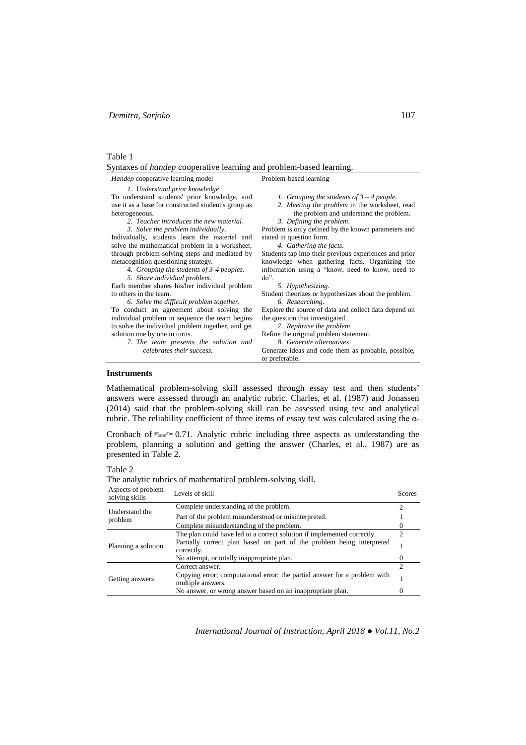Table 1

Syntaxes of *handep* cooperative learning and problem-based learning.

| *Handep* cooperative learning model | Problem-based learning |
|---|---|
| *1. Understand prior knowledge*. To understand students' prior knowledge, and use it as a base for constructed student's group as heterogeneous. *2. Teacher introduces the new material*. *3. Solve the problem individually*. Individually, students learn the material and solve the mathematical problem in a worksheet, through problem-solving steps and mediated by metacognition questioning strategy. *4. Grouping the students of 3-4 peoples.* *5. Share individual problem*. Each member shares his/her individual problem to others in the team. *6. Solve the difficult problem together.* To conduct an agreement about solving the individual problem in sequence the team begins to solve the individual problem together, and get solution one by one in turns. *7. The team presents the solution and celebrates their success.* | *1. Grouping the students of 3 – 4 people.* *2. Meeting the problem* in the worksheet, read the problem and understand the problem. *3. Defining the problem*. Problem is only defined by the known parameters and stated in question form. *4. Gathering the facts.* Students tap into their previous experiences and prior knowledge when gathering facts. Organizing the information using a "know, need to know, need to do". *5. Hypothesizing.* Student theorizes or hypothesizes about the problem. *6. Researching*. Explore the source of data and collect data depend on the question that investigated. *7. Rephrase the problem*. Refine the original problem statement. *8. Generate alternatives*. Generate ideas and code them as probable, possible, or preferable. |

**Instruments**

Mathematical problem-solving skill assessed through essay test and then students' answers were assessed through an analytic rubric. Charles, et al. (1987) and Jonassen (2014) said that the problem-solving skill can be assessed using test and analytical rubric. The reliability coefficient of three items of essay test was calculated using the α-Cronbach of $r_{xx'} = 0.71$. Analytic rubric including three aspects as understanding the problem, planning a solution and getting the answer (Charles, et al., 1987) are as presented in Table 2.

Table 2

The analytic rubrics of mathematical problem-solving skill.

| Aspects of problem-solving skills | Levels of skill | Scores |
|---|---|---|
| Understand the problem | Complete understanding of the problem. | 2 |
| | Part of the problem misunderstood or misinterpreted. | 1 |
| | Complete misunderstanding of the problem. | 0 |
| Planning a solution | The plan could have led to a correct solution if implemented correctly. | 2 |
| | Partially correct plan based on part of the problem being interpreted correctly. | 1 |
| | No attempt, or totally inappropriate plan. | 0 |
| Getting answers | Correct answer. | 2 |
| | Copying error; computational error; the partial answer for a problem with multiple answers. | 1 |
| | No answer, or wrong answer based on an inappropriate plan. | 0 |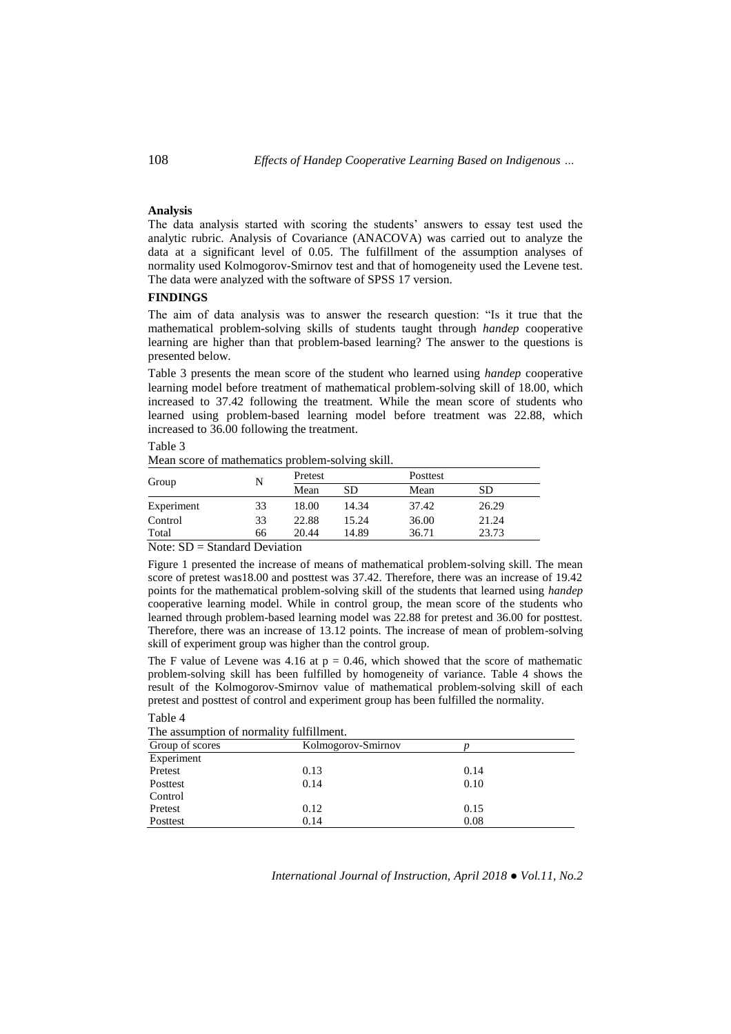**Analysis**

The data analysis started with scoring the students' answers to essay test used the analytic rubric. Analysis of Covariance (ANACOVA) was carried out to analyze the data at a significant level of 0.05. The fulfillment of the assumption analyses of normality used Kolmogorov-Smirnov test and that of homogeneity used the Levene test. The data were analyzed with the software of SPSS 17 version.

## FINDINGS

The aim of data analysis was to answer the research question: "Is it true that the mathematical problem-solving skills of students taught through *handep* cooperative learning are higher than that problem-based learning? The answer to the questions is presented below.

Table 3 presents the mean score of the student who learned using *handep* cooperative learning model before treatment of mathematical problem-solving skill of 18.00, which increased to 37.42 following the treatment. While the mean score of students who learned using problem-based learning model before treatment was 22.88, which increased to 36.00 following the treatment.

Table 3

Mean score of mathematics problem-solving skill.

| Group | N | Pretest | | Posttest | |
|---|---|---|---|---|---|
| | | Mean | SD | Mean | SD |
| Experiment | 33 | 18.00 | 14.34 | 37.42 | 26.29 |
| Control | 33 | 22.88 | 15.24 | 36.00 | 21.24 |
| Total | 66 | 20.44 | 14.89 | 36.71 | 23.73 |

Note: SD = Standard Deviation

Figure 1 presented the increase of means of mathematical problem-solving skill. The mean score of pretest was18.00 and posttest was 37.42. Therefore, there was an increase of 19.42 points for the mathematical problem-solving skill of the students that learned using *handep* cooperative learning model. While in control group, the mean score of the students who learned through problem-based learning model was 22.88 for pretest and 36.00 for posttest. Therefore, there was an increase of 13.12 points. The increase of mean of problem-solving skill of experiment group was higher than the control group.

The F value of Levene was 4.16 at $p = 0.46$, which showed that the score of mathematic problem-solving skill has been fulfilled by homogeneity of variance. Table 4 shows the result of the Kolmogorov-Smirnov value of mathematical problem-solving skill of each pretest and posttest of control and experiment group has been fulfilled the normality.

Table 4

The assumption of normality fulfillment.

| Group of scores | Kolmogorov-Smirnov | *p* |
|---|---|---|
| Experiment | | |
| Pretest | 0.13 | 0.14 |
| Posttest | 0.14 | 0.10 |
| Control | | |
| Pretest | 0.12 | 0.15 |
| Posttest | 0.14 | 0.08 |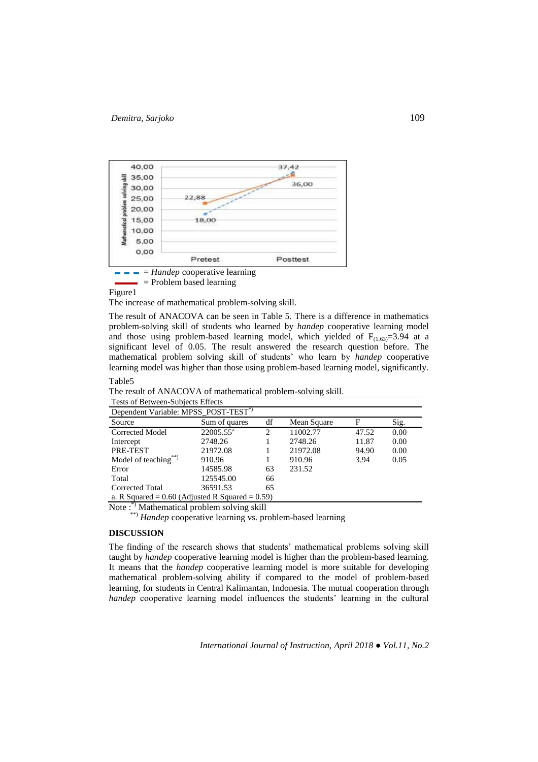Figure1

The increase of mathematical problem-solving skill.

The result of ANACOVA can be seen in Table 5. There is a difference in mathematics problem-solving skill of students who learned by *handep* cooperative learning model and those using problem-based learning model, which yielded of $F_{(1.63)}$=3.94 at a significant level of 0.05. The result answered the research question before. The mathematical problem solving skill of students' who learn by *handep* cooperative learning model was higher than those using problem-based learning model, significantly.

Table5

The result of ANACOVA of mathematical problem-solving skill.

| Tests of Between-Subjects Effects | | | | | |
|---|---|---|---|---|---|
| Dependent Variable: MPSS_POST-TEST*) | | | | | |
| Source | Sum of quares | df | Mean Square | F | Sig. |
| Corrected Model | 22005.55[a] | 2 | 11002.77 | 47.52 | 0.00 |
| Intercept | 2748.26 | 1 | 2748.26 | 11.87 | 0.00 |
| PRE-TEST | 21972.08 | 1 | 21972.08 | 94.90 | 0.00 |
| Model of teaching**) | 910.96 | 1 | 910.96 | 3.94 | 0.05 |
| Error | 14585.98 | 63 | 231.52 | | |
| Total | 125545.00 | 66 | | | |
| Corrected Total | 36591.53 | 65 | | | |
| a. R Squared = 0.60 (Adjusted R Squared = 0.59) | | | | | |

Note : *) Mathematical problem solving skill

**) *Handep* cooperative learning vs. problem-based learning

## DISCUSSION

The finding of the research shows that students' mathematical problems solving skill taught by *handep* cooperative learning model is higher than the problem-based learning. It means that the *handep* cooperative learning model is more suitable for developing mathematical problem-solving ability if compared to the model of problem-based learning, for students in Central Kalimantan, Indonesia. The mutual cooperation through *handep* cooperative learning model influences the students' learning in the cultural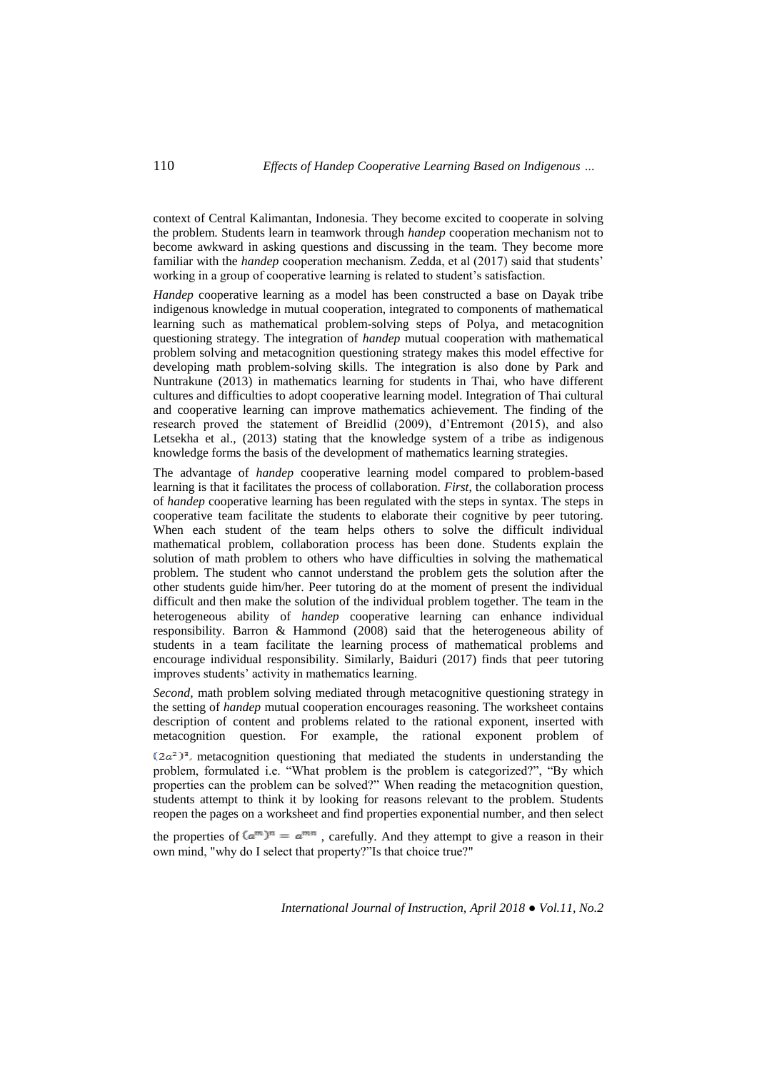context of Central Kalimantan, Indonesia. They become excited to cooperate in solving the problem. Students learn in teamwork through *handep* cooperation mechanism not to become awkward in asking questions and discussing in the team. They become more familiar with the *handep* cooperation mechanism. Zedda, et al (2017) said that students' working in a group of cooperative learning is related to student's satisfaction.

*Handep* cooperative learning as a model has been constructed a base on Dayak tribe indigenous knowledge in mutual cooperation, integrated to components of mathematical learning such as mathematical problem-solving steps of Polya, and metacognition questioning strategy. The integration of *handep* mutual cooperation with mathematical problem solving and metacognition questioning strategy makes this model effective for developing math problem-solving skills. The integration is also done by Park and Nuntrakune (2013) in mathematics learning for students in Thai, who have different cultures and difficulties to adopt cooperative learning model. Integration of Thai cultural and cooperative learning can improve mathematics achievement. The finding of the research proved the statement of Breidlid (2009), d'Entremont (2015), and also Letsekha et al., (2013) stating that the knowledge system of a tribe as indigenous knowledge forms the basis of the development of mathematics learning strategies.

The advantage of *handep* cooperative learning model compared to problem-based learning is that it facilitates the process of collaboration. *First,* the collaboration process of *handep* cooperative learning has been regulated with the steps in syntax. The steps in cooperative team facilitate the students to elaborate their cognitive by peer tutoring. When each student of the team helps others to solve the difficult individual mathematical problem, collaboration process has been done. Students explain the solution of math problem to others who have difficulties in solving the mathematical problem. The student who cannot understand the problem gets the solution after the other students guide him/her. Peer tutoring do at the moment of present the individual difficult and then make the solution of the individual problem together. The team in the heterogeneous ability of *handep* cooperative learning can enhance individual responsibility. Barron & Hammond (2008) said that the heterogeneous ability of students in a team facilitate the learning process of mathematical problems and encourage individual responsibility. Similarly, Baiduri (2017) finds that peer tutoring improves students' activity in mathematics learning.

*Second,* math problem solving mediated through metacognitive questioning strategy in the setting of *handep* mutual cooperation encourages reasoning. The worksheet contains description of content and problems related to the rational exponent, inserted with metacognition question. For example, the rational exponent problem of $(2a^2)^3$, metacognition questioning that mediated the students in understanding the problem, formulated i.e. "What problem is the problem is categorized?", "By which properties can the problem can be solved?" When reading the metacognition question, students attempt to think it by looking for reasons relevant to the problem. Students reopen the pages on a worksheet and find properties exponential number, and then select the properties of $(a^m)^n = a^{mn}$ , carefully. And they attempt to give a reason in their own mind, "why do I select that property?"Is that choice true?"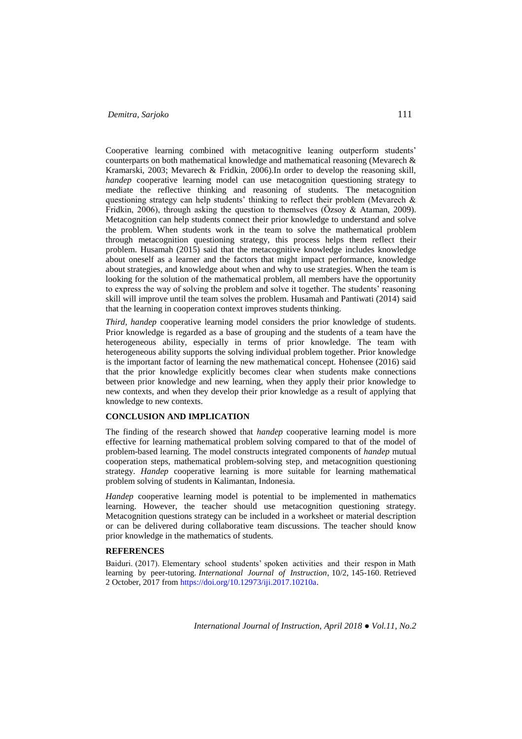Cooperative learning combined with metacognitive leaning outperform students' counterparts on both mathematical knowledge and mathematical reasoning (Mevarech & Kramarski, 2003; Mevarech & Fridkin, 2006).In order to develop the reasoning skill, *handep* cooperative learning model can use metacognition questioning strategy to mediate the reflective thinking and reasoning of students. The metacognition questioning strategy can help students' thinking to reflect their problem (Mevarech & Fridkin, 2006), through asking the question to themselves (Özsoy & Ataman, 2009). Metacognition can help students connect their prior knowledge to understand and solve the problem. When students work in the team to solve the mathematical problem through metacognition questioning strategy, this process helps them reflect their problem. Husamah (2015) said that the metacognitive knowledge includes knowledge about oneself as a learner and the factors that might impact performance, knowledge about strategies, and knowledge about when and why to use strategies. When the team is looking for the solution of the mathematical problem, all members have the opportunity to express the way of solving the problem and solve it together. The students' reasoning skill will improve until the team solves the problem. Husamah and Pantiwati (2014) said that the learning in cooperation context improves students thinking.

*Third*, *handep* cooperative learning model considers the prior knowledge of students. Prior knowledge is regarded as a base of grouping and the students of a team have the heterogeneous ability, especially in terms of prior knowledge. The team with heterogeneous ability supports the solving individual problem together. Prior knowledge is the important factor of learning the new mathematical concept. Hohensee (2016) said that the prior knowledge explicitly becomes clear when students make connections between prior knowledge and new learning, when they apply their prior knowledge to new contexts, and when they develop their prior knowledge as a result of applying that knowledge to new contexts.

## CONCLUSION AND IMPLICATION

The finding of the research showed that *handep* cooperative learning model is more effective for learning mathematical problem solving compared to that of the model of problem-based learning. The model constructs integrated components of *handep* mutual cooperation steps, mathematical problem-solving step, and metacognition questioning strategy. *Handep* cooperative learning is more suitable for learning mathematical problem solving of students in Kalimantan, Indonesia.

*Handep* cooperative learning model is potential to be implemented in mathematics learning. However, the teacher should use metacognition questioning strategy. Metacognition questions strategy can be included in a worksheet or material description or can be delivered during collaborative team discussions. The teacher should know prior knowledge in the mathematics of students.

## REFERENCES

Baiduri. (2017). Elementary school students' spoken activities and their respon in Math learning by peer-tutoring. *International Journal of Instruction*, 10/2, 145-160. Retrieved 2 October, 2017 from https://doi.org/10.12973/iji.2017.10210a.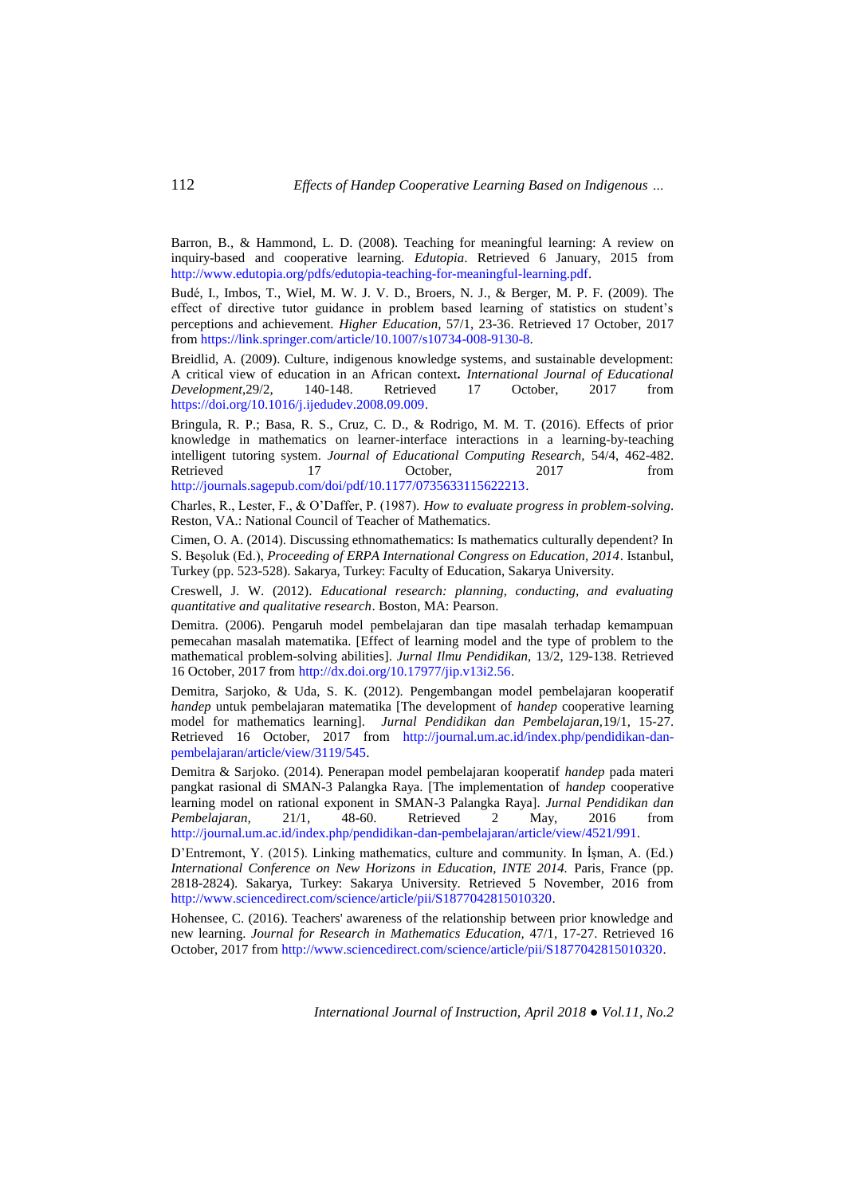Barron, B., & Hammond, L. D. (2008). Teaching for meaningful learning: A review on inquiry-based and cooperative learning. *Edutopia*. Retrieved 6 January, 2015 from http://www.edutopia.org/pdfs/edutopia-teaching-for-meaningful-learning.pdf.

Budé, I., Imbos, T., Wiel, M. W. J. V. D., Broers, N. J., & Berger, M. P. F. (2009). The effect of directive tutor guidance in problem based learning of statistics on student's perceptions and achievement. *Higher Education*, 57/1, 23-36. Retrieved 17 October, 2017 from https://link.springer.com/article/10.1007/s10734-008-9130-8.

Breidlid, A. (2009). Culture, indigenous knowledge systems, and sustainable development: A critical view of education in an African context**.** *International Journal of Educational Development*,29/2, 140-148. Retrieved 17 October, 2017 from https://doi.org/10.1016/j.ijedudev.2008.09.009.

Bringula, R. P.; Basa, R. S., Cruz, C. D., & Rodrigo, M. M. T. (2016). Effects of prior knowledge in mathematics on learner-interface interactions in a learning-by-teaching intelligent tutoring system. *Journal of Educational Computing Research*, 54/4, 462-482. Retrieved 17 October, 2017 from http://journals.sagepub.com/doi/pdf/10.1177/0735633115622213.

Charles, R., Lester, F., & O'Daffer, P. (1987). *How to evaluate progress in problem-solving*. Reston, VA.: National Council of Teacher of Mathematics.

Cimen, O. A. (2014). Discussing ethnomathematics: Is mathematics culturally dependent? In S. Beşoluk (Ed.), *Proceeding of ERPA International Congress on Education, 2014*. Istanbul, Turkey (pp. 523-528). Sakarya, Turkey: Faculty of Education, Sakarya University.

Creswell, J. W. (2012). *Educational research: planning, conducting, and evaluating quantitative and qualitative research*. Boston, MA: Pearson.

Demitra. (2006). Pengaruh model pembelajaran dan tipe masalah terhadap kemampuan pemecahan masalah matematika. [Effect of learning model and the type of problem to the mathematical problem-solving abilities]. *Jurnal Ilmu Pendidikan*, 13/2, 129-138. Retrieved 16 October, 2017 from http://dx.doi.org/10.17977/jip.v13i2.56.

Demitra, Sarjoko, & Uda, S. K. (2012). Pengembangan model pembelajaran kooperatif *handep* untuk pembelajaran matematika [The development of *handep* cooperative learning model for mathematics learning]. *Jurnal Pendidikan dan Pembelajaran*,19/1, 15-27. Retrieved 16 October, 2017 from http://journal.um.ac.id/index.php/pendidikan-dan-pembelajaran/article/view/3119/545.

Demitra & Sarjoko. (2014). Penerapan model pembelajaran kooperatif *handep* pada materi pangkat rasional di SMAN-3 Palangka Raya. [The implementation of *handep* cooperative learning model on rational exponent in SMAN-3 Palangka Raya]. *Jurnal Pendidikan dan Pembelajaran,* 21/1, 48-60. Retrieved 2 May, 2016 from http://journal.um.ac.id/index.php/pendidikan-dan-pembelajaran/article/view/4521/991.

D'Entremont, Y. (2015). Linking mathematics, culture and community. In İşman, A. (Ed.) *International Conference on New Horizons in Education, INTE 2014.* Paris, France (pp. 2818-2824). Sakarya, Turkey: Sakarya University. Retrieved 5 November, 2016 from http://www.sciencedirect.com/science/article/pii/S1877042815010320.

Hohensee, C. (2016). Teachers' awareness of the relationship between prior knowledge and new learning. *Journal for Research in Mathematics Education,* 47/1, 17-27. Retrieved 16 October, 2017 from http://www.sciencedirect.com/science/article/pii/S1877042815010320.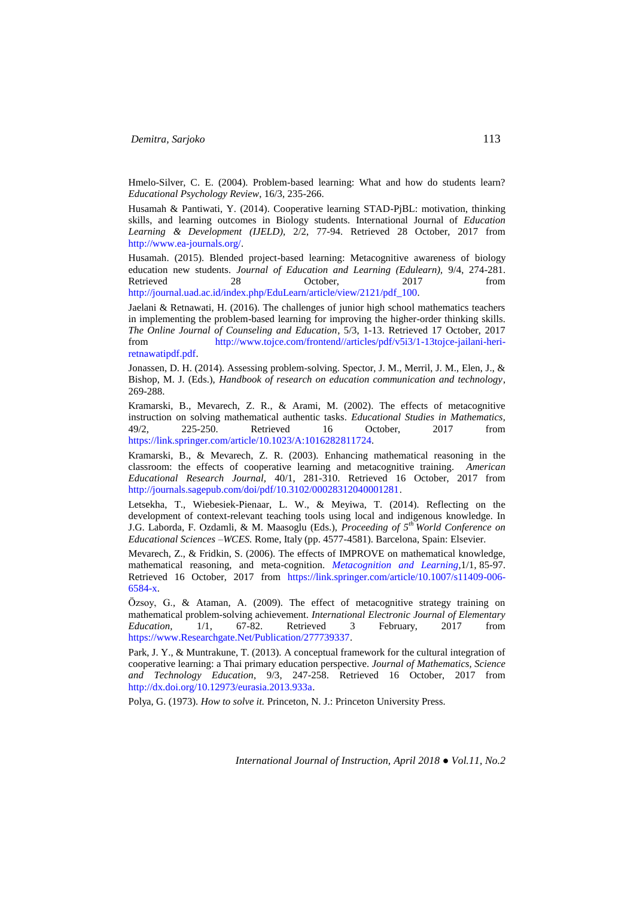Hmelo-Silver, C. E. (2004). Problem-based learning: What and how do students learn? *Educational Psychology Review*, 16/3, 235-266.

Husamah & Pantiwati, Y. (2014). Cooperative learning STAD-PjBL: motivation, thinking skills, and learning outcomes in Biology students. International Journal of *Education Learning & Development (IJELD),* 2/2, 77-94. Retrieved 28 October, 2017 from http://www.ea-journals.org/.

Husamah. (2015). Blended project-based learning: Metacognitive awareness of biology education new students. *Journal of Education and Learning (Edulearn),* 9/4, 274-281. Retrieved 28 October, 2017 from http://journal.uad.ac.id/index.php/EduLearn/article/view/2121/pdf_100.

Jaelani & Retnawati, H. (2016). The challenges of junior high school mathematics teachers in implementing the problem-based learning for improving the higher-order thinking skills. *The Online Journal of Counseling and Education*, 5/3, 1-13. Retrieved 17 October, 2017 from http://www.tojce.com/frontend//articles/pdf/v5i3/1-13tojce-jailani-heri-retnawatipdf.pdf.

Jonassen, D. H. (2014). Assessing problem-solving. Spector, J. M., Merril, J. M., Elen, J., & Bishop, M. J. (Eds.), *Handbook of research on education communication and technology*, 269-288.

Kramarski, B., Mevarech, Z. R., & Arami, M. (2002). The effects of metacognitive instruction on solving mathematical authentic tasks. *Educational Studies in Mathematics,* 49/2, 225-250. Retrieved 16 October, 2017 from https://link.springer.com/article/10.1023/A:1016282811724.

Kramarski, B., & Mevarech, Z. R. (2003). Enhancing mathematical reasoning in the classroom: the effects of cooperative learning and metacognitive training. *American Educational Research Journal,* 40/1, 281-310. Retrieved 16 October, 2017 from http://journals.sagepub.com/doi/pdf/10.3102/00028312040001281.

Letsekha, T., Wiebesiek-Pienaar, L. W., & Meyiwa, T. (2014). Reflecting on the development of context-relevant teaching tools using local and indigenous knowledge. In J.G. Laborda, F. Ozdamli, & M. Maasoglu (Eds.), *Proceeding of 5th World Conference on Educational Sciences –WCES.* Rome, Italy (pp. 4577-4581). Barcelona, Spain: Elsevier.

Mevarech, Z., & Fridkin, S. (2006). The effects of IMPROVE on mathematical knowledge, mathematical reasoning, and meta-cognition. *Metacognition and Learning*,1/1, 85-97. Retrieved 16 October, 2017 from https://link.springer.com/article/10.1007/s11409-006-6584-x.

Özsoy, G., & Ataman, A. (2009). The effect of metacognitive strategy training on mathematical problem-solving achievement. *International Electronic Journal of Elementary Education,* 1/1, 67-82. Retrieved 3 February, 2017 from https://www.Researchgate.Net/Publication/277739337.

Park, J. Y., & Muntrakune, T. (2013). A conceptual framework for the cultural integration of cooperative learning: a Thai primary education perspective. *Journal of Mathematics, Science and Technology Education*, 9/3, 247-258. Retrieved 16 October, 2017 from http://dx.doi.org/10.12973/eurasia.2013.933a.

Polya, G. (1973). *How to solve it.* Princeton, N. J.: Princeton University Press.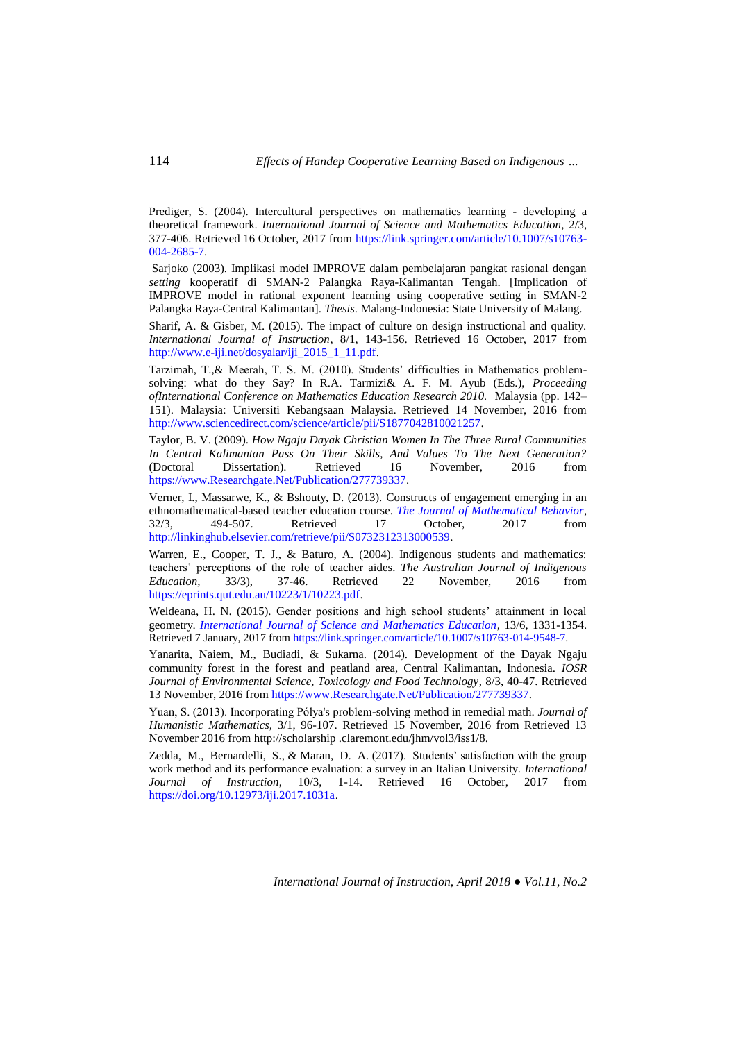Prediger, S. (2004). Intercultural perspectives on mathematics learning - developing a theoretical framework. *International Journal of Science and Mathematics Education*, 2/3, 377-406. Retrieved 16 October, 2017 from https://link.springer.com/article/10.1007/s10763-004-2685-7.

Sarjoko (2003). Implikasi model IMPROVE dalam pembelajaran pangkat rasional dengan *setting* kooperatif di SMAN-2 Palangka Raya-Kalimantan Tengah. [Implication of IMPROVE model in rational exponent learning using cooperative setting in SMAN-2 Palangka Raya-Central Kalimantan]. *Thesis*. Malang-Indonesia: State University of Malang.

Sharif, A. & Gisber, M. (2015). The impact of culture on design instructional and quality. *International Journal of Instruction*, 8/1, 143-156. Retrieved 16 October, 2017 from http://www.e-iji.net/dosyalar/iji_2015_1_11.pdf.

Tarzimah, T.,& Meerah, T. S. M. (2010). Students' difficulties in Mathematics problem-solving: what do they Say? In R.A. Tarmizi& A. F. M. Ayub (Eds.), *Proceeding ofInternational Conference on Mathematics Education Research 2010.* Malaysia (pp. 142–151). Malaysia: Universiti Kebangsaan Malaysia. Retrieved 14 November, 2016 from http://www.sciencedirect.com/science/article/pii/S1877042810021257.

Taylor, B. V. (2009). *How Ngaju Dayak Christian Women In The Three Rural Communities In Central Kalimantan Pass On Their Skills, And Values To The Next Generation?* (Doctoral Dissertation). Retrieved 16 November, 2016 from https://www.Researchgate.Net/Publication/277739337.

Verner, I., Massarwe, K., & Bshouty, D. (2013). Constructs of engagement emerging in an ethnomathematical-based teacher education course. *The Journal of Mathematical Behavior*, 32/3, 494-507. Retrieved 17 October, 2017 from http://linkinghub.elsevier.com/retrieve/pii/S0732312313000539.

Warren, E., Cooper, T. J., & Baturo, A. (2004). Indigenous students and mathematics: teachers' perceptions of the role of teacher aides. *The Australian Journal of Indigenous Education*, 33/3), 37-46. Retrieved 22 November, 2016 from https://eprints.qut.edu.au/10223/1/10223.pdf.

Weldeana, H. N. (2015). Gender positions and high school students' attainment in local geometry. *International Journal of Science and Mathematics Education*, 13/6, 1331-1354. Retrieved 7 January, 2017 from https://link.springer.com/article/10.1007/s10763-014-9548-7.

Yanarita, Naiem, M., Budiadi, & Sukarna. (2014). Development of the Dayak Ngaju community forest in the forest and peatland area, Central Kalimantan, Indonesia. *IOSR Journal of Environmental Science, Toxicology and Food Technology*, 8/3, 40-47. Retrieved 13 November, 2016 from https://www.Researchgate.Net/Publication/277739337.

Yuan, S. (2013). Incorporating Pólya's problem-solving method in remedial math. *Journal of Humanistic Mathematics*, 3/1, 96-107. Retrieved 15 November, 2016 from Retrieved 13 November 2016 from http://scholarship .claremont.edu/jhm/vol3/iss1/8.

Zedda, M., Bernardelli, S., & Maran, D. A. (2017). Students' satisfaction with the group work method and its performance evaluation: a survey in an Italian University. *International Journal of Instruction*, 10/3, 1-14. Retrieved 16 October, 2017 from https://doi.org/10.12973/iji.2017.1031a.